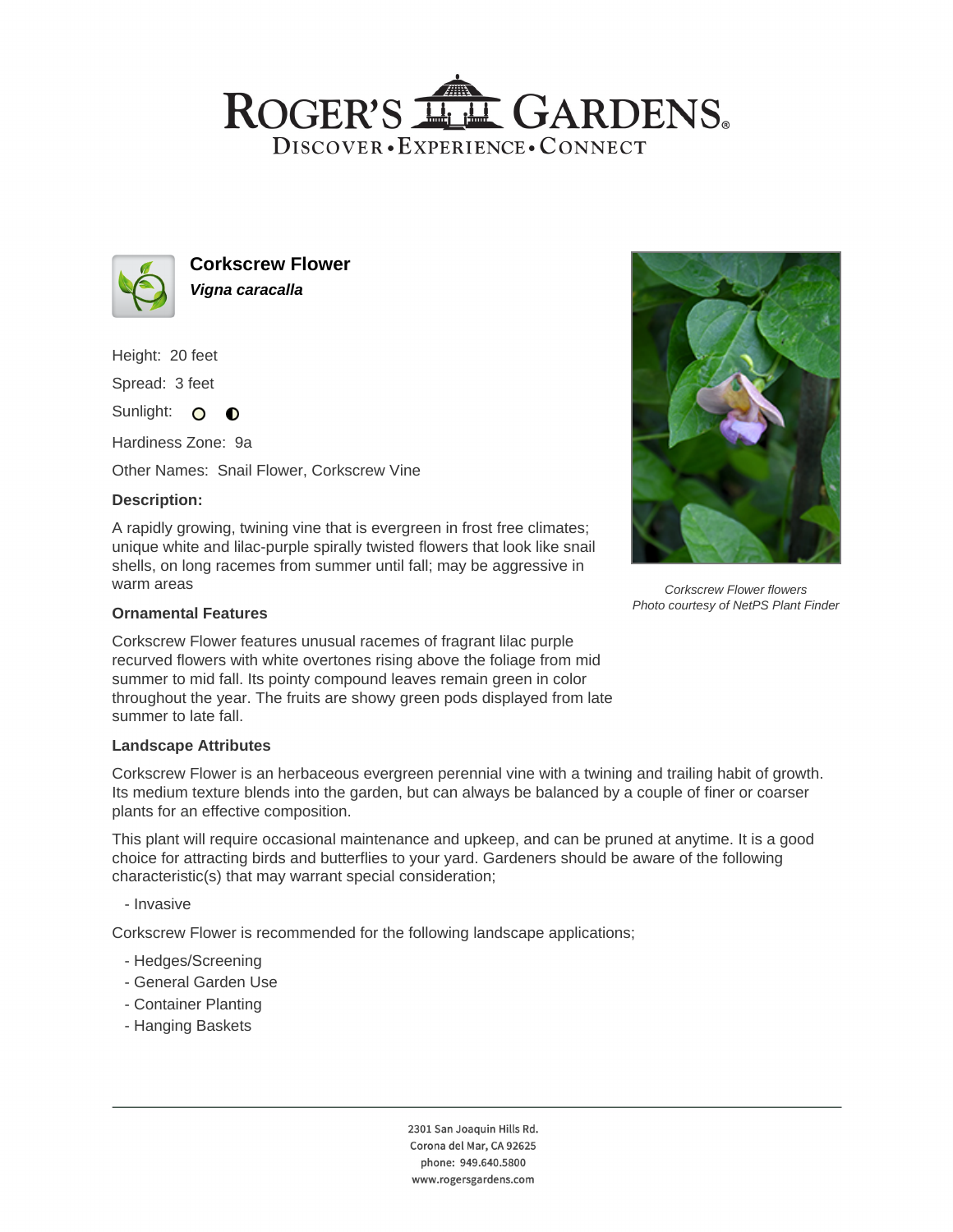# ROGER'S GARDENS

DISCOVER • EXPERIENCE • CONNECT

## Corkscrew Flower

***Vigna caracalla***

Height: 20 feet

Spread: 3 feet

Sunlight:

Hardiness Zone: 9a

Other Names: Snail Flower, Corkscrew Vine

### Description:

A rapidly growing, twining vine that is evergreen in frost free climates; unique white and lilac-purple spirally twisted flowers that look like snail shells, on long racemes from summer until fall; may be aggressive in warm areas

*Corkscrew Flower flowers*
*Photo courtesy of NetPS Plant Finder*

### Ornamental Features

Corkscrew Flower features unusual racemes of fragrant lilac purple recurved flowers with white overtones rising above the foliage from mid summer to mid fall. Its pointy compound leaves remain green in color throughout the year. The fruits are showy green pods displayed from late summer to late fall.

### Landscape Attributes

Corkscrew Flower is an herbaceous evergreen perennial vine with a twining and trailing habit of growth. Its medium texture blends into the garden, but can always be balanced by a couple of finer or coarser plants for an effective composition.

This plant will require occasional maintenance and upkeep, and can be pruned at anytime. It is a good choice for attracting birds and butterflies to your yard. Gardeners should be aware of the following characteristic(s) that may warrant special consideration;

- Invasive

Corkscrew Flower is recommended for the following landscape applications;

- Hedges/Screening
- General Garden Use
- Container Planting
- Hanging Baskets

2301 San Joaquin Hills Rd.
Corona del Mar, CA 92625
phone: 949.640.5800
www.rogersgardens.com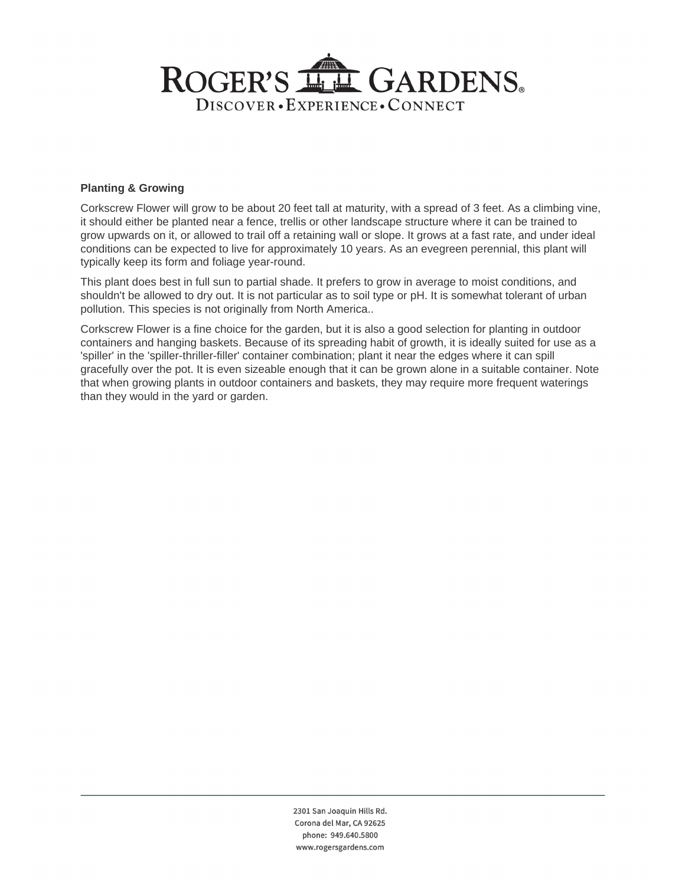**Planting & Growing**

Corkscrew Flower will grow to be about 20 feet tall at maturity, with a spread of 3 feet. As a climbing vine, it should either be planted near a fence, trellis or other landscape structure where it can be trained to grow upwards on it, or allowed to trail off a retaining wall or slope. It grows at a fast rate, and under ideal conditions can be expected to live for approximately 10 years. As an evegreen perennial, this plant will typically keep its form and foliage year-round.

This plant does best in full sun to partial shade. It prefers to grow in average to moist conditions, and shouldn't be allowed to dry out. It is not particular as to soil type or pH. It is somewhat tolerant of urban pollution. This species is not originally from North America..

Corkscrew Flower is a fine choice for the garden, but it is also a good selection for planting in outdoor containers and hanging baskets. Because of its spreading habit of growth, it is ideally suited for use as a 'spiller' in the 'spiller-thriller-filler' container combination; plant it near the edges where it can spill gracefully over the pot. It is even sizeable enough that it can be grown alone in a suitable container. Note that when growing plants in outdoor containers and baskets, they may require more frequent waterings than they would in the yard or garden.